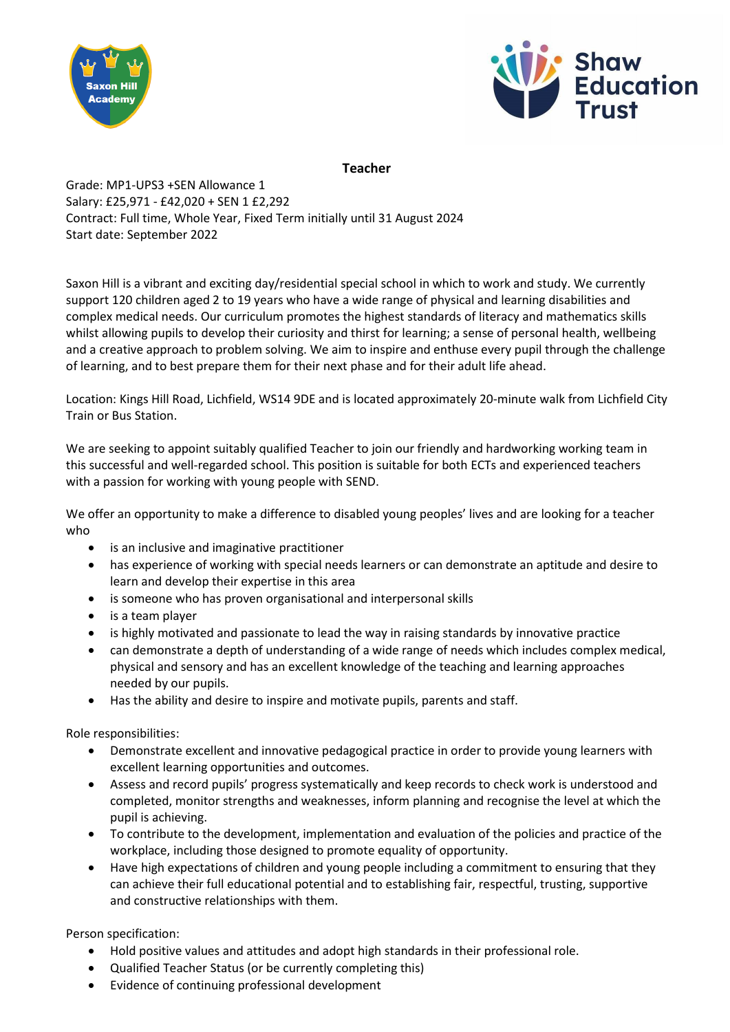# Teacher

Grade: MP1-UPS3 +SEN Allowance 1
Salary: £25,971 - £42,020 + SEN 1 £2,292
Contract: Full time, Whole Year, Fixed Term initially until 31 August 2024
Start date: September 2022

Saxon Hill is a vibrant and exciting day/residential special school in which to work and study. We currently support 120 children aged 2 to 19 years who have a wide range of physical and learning disabilities and complex medical needs. Our curriculum promotes the highest standards of literacy and mathematics skills whilst allowing pupils to develop their curiosity and thirst for learning; a sense of personal health, wellbeing and a creative approach to problem solving. We aim to inspire and enthuse every pupil through the challenge of learning, and to best prepare them for their next phase and for their adult life ahead.

Location: Kings Hill Road, Lichfield, WS14 9DE and is located approximately 20-minute walk from Lichfield City Train or Bus Station.

We are seeking to appoint suitably qualified Teacher to join our friendly and hardworking working team in this successful and well-regarded school. This position is suitable for both ECTs and experienced teachers with a passion for working with young people with SEND.

We offer an opportunity to make a difference to disabled young peoples' lives and are looking for a teacher who

- is an inclusive and imaginative practitioner
- has experience of working with special needs learners or can demonstrate an aptitude and desire to learn and develop their expertise in this area
- is someone who has proven organisational and interpersonal skills
- is a team player
- is highly motivated and passionate to lead the way in raising standards by innovative practice
- can demonstrate a depth of understanding of a wide range of needs which includes complex medical, physical and sensory and has an excellent knowledge of the teaching and learning approaches needed by our pupils.
- Has the ability and desire to inspire and motivate pupils, parents and staff.

Role responsibilities:

- Demonstrate excellent and innovative pedagogical practice in order to provide young learners with excellent learning opportunities and outcomes.
- Assess and record pupils' progress systematically and keep records to check work is understood and completed, monitor strengths and weaknesses, inform planning and recognise the level at which the pupil is achieving.
- To contribute to the development, implementation and evaluation of the policies and practice of the workplace, including those designed to promote equality of opportunity.
- Have high expectations of children and young people including a commitment to ensuring that they can achieve their full educational potential and to establishing fair, respectful, trusting, supportive and constructive relationships with them.

Person specification:

- Hold positive values and attitudes and adopt high standards in their professional role.
- Qualified Teacher Status (or be currently completing this)
- Evidence of continuing professional development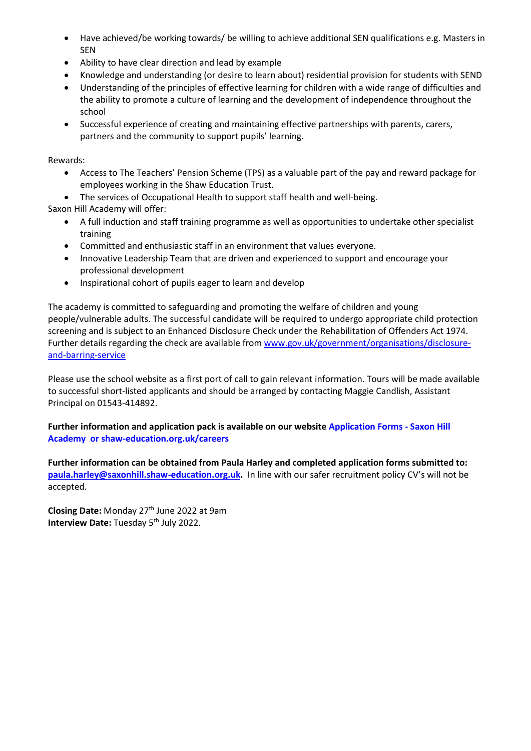- Have achieved/be working towards/ be willing to achieve additional SEN qualifications e.g. Masters in SEN
- Ability to have clear direction and lead by example
- Knowledge and understanding (or desire to learn about) residential provision for students with SEND
- Understanding of the principles of effective learning for children with a wide range of difficulties and the ability to promote a culture of learning and the development of independence throughout the school
- Successful experience of creating and maintaining effective partnerships with parents, carers, partners and the community to support pupils' learning.

Rewards:

- Access to The Teachers' Pension Scheme (TPS) as a valuable part of the pay and reward package for employees working in the Shaw Education Trust.
- The services of Occupational Health to support staff health and well-being.

Saxon Hill Academy will offer:

- A full induction and staff training programme as well as opportunities to undertake other specialist training
- Committed and enthusiastic staff in an environment that values everyone.
- Innovative Leadership Team that are driven and experienced to support and encourage your professional development
- Inspirational cohort of pupils eager to learn and develop

The academy is committed to safeguarding and promoting the welfare of children and young people/vulnerable adults. The successful candidate will be required to undergo appropriate child protection screening and is subject to an Enhanced Disclosure Check under the Rehabilitation of Offenders Act 1974. Further details regarding the check are available from [www.gov.uk/government/organisations/disclosure-and-barring-service](www.gov.uk/government/organisations/disclosure-and-barring-service)

Please use the school website as a first port of call to gain relevant information. Tours will be made available to successful short-listed applicants and should be arranged by contacting Maggie Candlish, Assistant Principal on 01543-414892.

**Further information and application pack is available on our website Application Forms - Saxon Hill Academy or shaw-education.org.uk/careers**

**Further information can be obtained from Paula Harley and completed application forms submitted to: [paula.harley@saxonhill.shaw-education.org.uk](mailto:paula.harley@saxonhill.shaw-education.org.uk).** In line with our safer recruitment policy CV's will not be accepted.

**Closing Date:** Monday 27th June 2022 at 9am
**Interview Date:** Tuesday 5th July 2022.